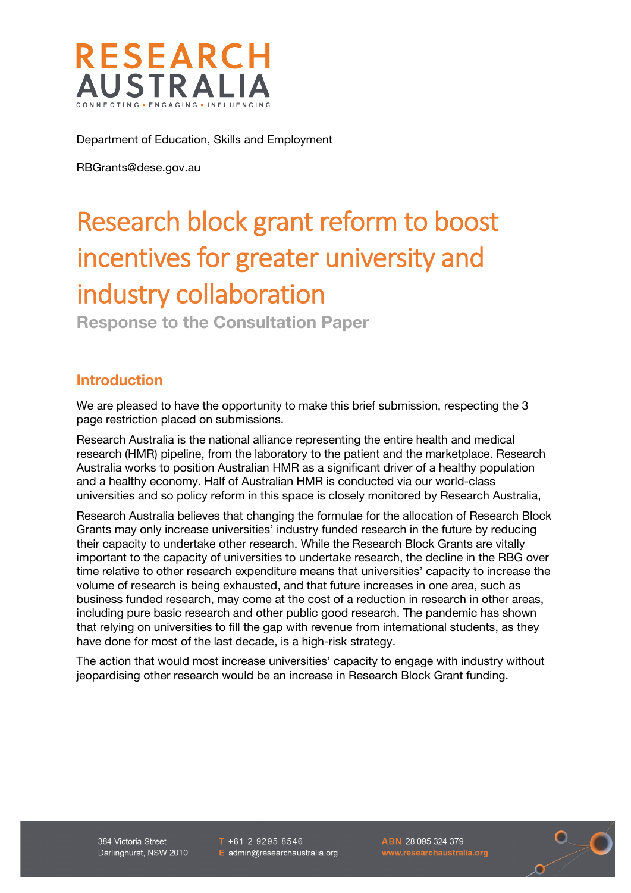RESEARCH AUSTRALIA

CONNECTING ▪ ENGAGING ▪ INFLUENCING

Department of Education, Skills and Employment

RBGrants@dese.gov.au

# Research block grant reform to boost incentives for greater university and industry collaboration

**Response to the Consultation Paper**

## Introduction

We are pleased to have the opportunity to make this brief submission, respecting the 3 page restriction placed on submissions.

Research Australia is the national alliance representing the entire health and medical research (HMR) pipeline, from the laboratory to the patient and the marketplace. Research Australia works to position Australian HMR as a significant driver of a healthy population and a healthy economy. Half of Australian HMR is conducted via our world-class universities and so policy reform in this space is closely monitored by Research Australia,

Research Australia believes that changing the formulae for the allocation of Research Block Grants may only increase universities' industry funded research in the future by reducing their capacity to undertake other research. While the Research Block Grants are vitally important to the capacity of universities to undertake research, the decline in the RBG over time relative to other research expenditure means that universities' capacity to increase the volume of research is being exhausted, and that future increases in one area, such as business funded research, may come at the cost of a reduction in research in other areas, including pure basic research and other public good research. The pandemic has shown that relying on universities to fill the gap with revenue from international students, as they have done for most of the last decade, is a high-risk strategy.

The action that would most increase universities' capacity to engage with industry without jeopardising other research would be an increase in Research Block Grant funding.

384 Victoria Street
Darlinghurst, NSW 2010

T +61 2 9295 8546
E admin@researchaustralia.org

ABN 28 095 324 379
www.researchaustralia.org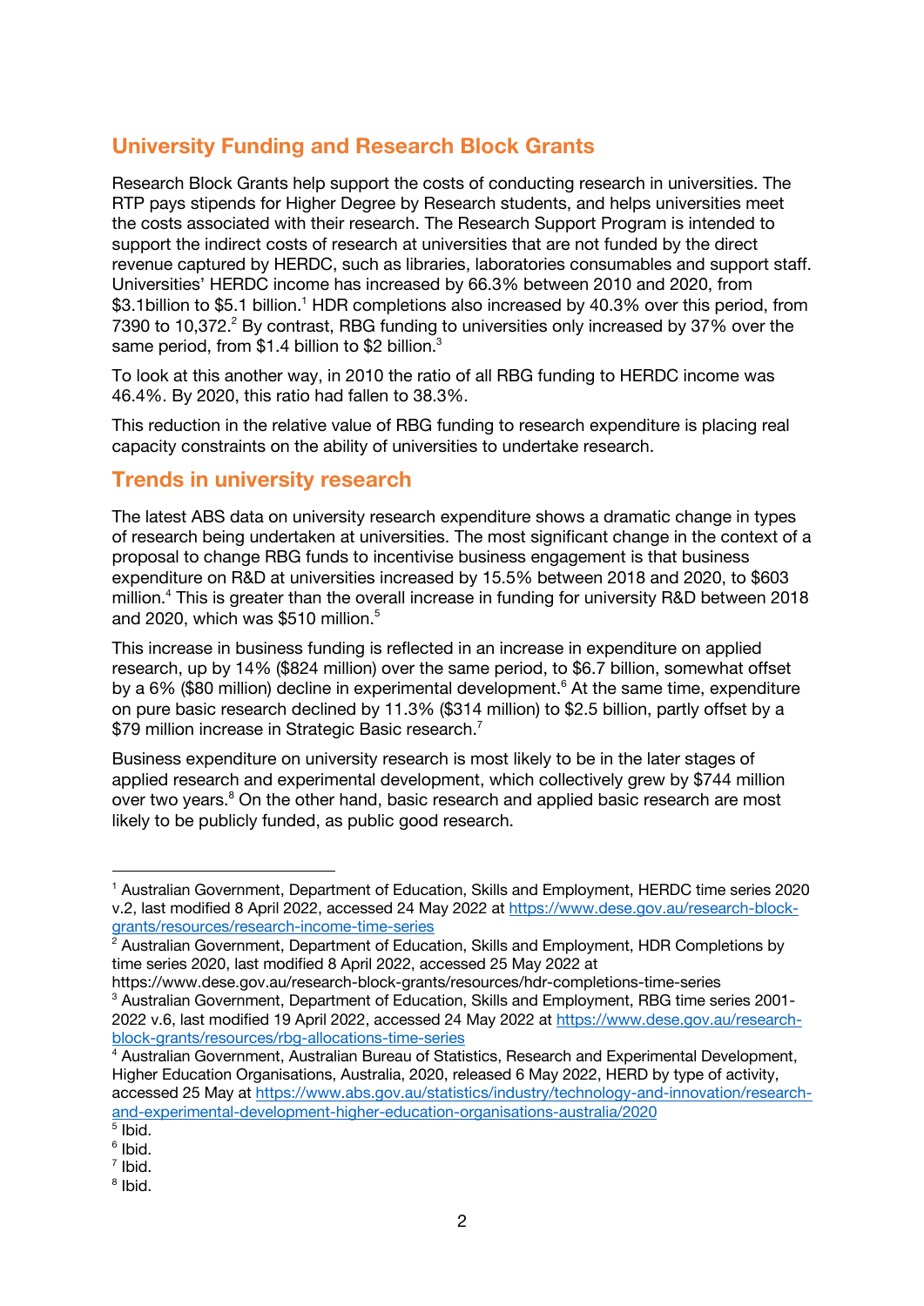## University Funding and Research Block Grants

Research Block Grants help support the costs of conducting research in universities. The RTP pays stipends for Higher Degree by Research students, and helps universities meet the costs associated with their research. The Research Support Program is intended to support the indirect costs of research at universities that are not funded by the direct revenue captured by HERDC, such as libraries, laboratories consumables and support staff. Universities' HERDC income has increased by 66.3% between 2010 and 2020, from $3.1billion to $5.1 billion.[1] HDR completions also increased by 40.3% over this period, from 7390 to 10,372.[2] By contrast, RBG funding to universities only increased by 37% over the same period, from $1.4 billion to $2 billion.[3]

To look at this another way, in 2010 the ratio of all RBG funding to HERDC income was 46.4%. By 2020, this ratio had fallen to 38.3%.

This reduction in the relative value of RBG funding to research expenditure is placing real capacity constraints on the ability of universities to undertake research.

## Trends in university research

The latest ABS data on university research expenditure shows a dramatic change in types of research being undertaken at universities. The most significant change in the context of a proposal to change RBG funds to incentivise business engagement is that business expenditure on R&D at universities increased by 15.5% between 2018 and 2020, to $603 million.[4] This is greater than the overall increase in funding for university R&D between 2018 and 2020, which was $510 million.[5]

This increase in business funding is reflected in an increase in expenditure on applied research, up by 14% ($824 million) over the same period, to $6.7 billion, somewhat offset by a 6% ($80 million) decline in experimental development.[6] At the same time, expenditure on pure basic research declined by 11.3% ($314 million) to $2.5 billion, partly offset by a $79 million increase in Strategic Basic research.[7]

Business expenditure on university research is most likely to be in the later stages of applied research and experimental development, which collectively grew by $744 million over two years.[8] On the other hand, basic research and applied basic research are most likely to be publicly funded, as public good research.

---

[1] Australian Government, Department of Education, Skills and Employment, HERDC time series 2020 v.2, last modified 8 April 2022, accessed 24 May 2022 at https://www.dese.gov.au/research-block-grants/resources/research-income-time-series

[2] Australian Government, Department of Education, Skills and Employment, HDR Completions by time series 2020, last modified 8 April 2022, accessed 25 May 2022 at https://www.dese.gov.au/research-block-grants/resources/hdr-completions-time-series

[3] Australian Government, Department of Education, Skills and Employment, RBG time series 2001-2022 v.6, last modified 19 April 2022, accessed 24 May 2022 at https://www.dese.gov.au/research-block-grants/resources/rbg-allocations-time-series

[4] Australian Government, Australian Bureau of Statistics, Research and Experimental Development, Higher Education Organisations, Australia, 2020, released 6 May 2022, HERD by type of activity, accessed 25 May at https://www.abs.gov.au/statistics/industry/technology-and-innovation/research-and-experimental-development-higher-education-organisations-australia/2020

[5] Ibid.

[6] Ibid.

[7] Ibid.

[8] Ibid.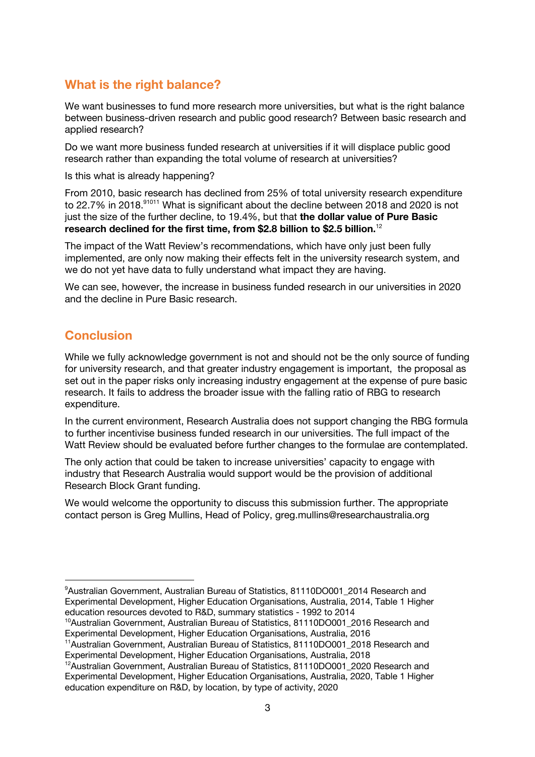## What is the right balance?

We want businesses to fund more research more universities, but what is the right balance between business-driven research and public good research? Between basic research and applied research?

Do we want more business funded research at universities if it will displace public good research rather than expanding the total volume of research at universities?

Is this what is already happening?

From 2010, basic research has declined from 25% of total university research expenditure to 22.7% in 2018.[9][10][11] What is significant about the decline between 2018 and 2020 is not just the size of the further decline, to 19.4%, but that **the dollar value of Pure Basic research declined for the first time, from $2.8 billion to $2.5 billion.**[12]

The impact of the Watt Review's recommendations, which have only just been fully implemented, are only now making their effects felt in the university research system, and we do not yet have data to fully understand what impact they are having.

We can see, however, the increase in business funded research in our universities in 2020 and the decline in Pure Basic research.

## Conclusion

While we fully acknowledge government is not and should not be the only source of funding for university research, and that greater industry engagement is important, the proposal as set out in the paper risks only increasing industry engagement at the expense of pure basic research. It fails to address the broader issue with the falling ratio of RBG to research expenditure.

In the current environment, Research Australia does not support changing the RBG formula to further incentivise business funded research in our universities. The full impact of the Watt Review should be evaluated before further changes to the formulae are contemplated.

The only action that could be taken to increase universities' capacity to engage with industry that Research Australia would support would be the provision of additional Research Block Grant funding.

We would welcome the opportunity to discuss this submission further. The appropriate contact person is Greg Mullins, Head of Policy, greg.mullins@researchaustralia.org

---

[9] Australian Government, Australian Bureau of Statistics, 81110DO001_2014 Research and Experimental Development, Higher Education Organisations, Australia, 2014, Table 1 Higher education resources devoted to R&D, summary statistics - 1992 to 2014

[10] Australian Government, Australian Bureau of Statistics, 81110DO001_2016 Research and Experimental Development, Higher Education Organisations, Australia, 2016

[11] Australian Government, Australian Bureau of Statistics, 81110DO001_2018 Research and Experimental Development, Higher Education Organisations, Australia, 2018

[12] Australian Government, Australian Bureau of Statistics, 81110DO001_2020 Research and Experimental Development, Higher Education Organisations, Australia, 2020, Table 1 Higher education expenditure on R&D, by location, by type of activity, 2020